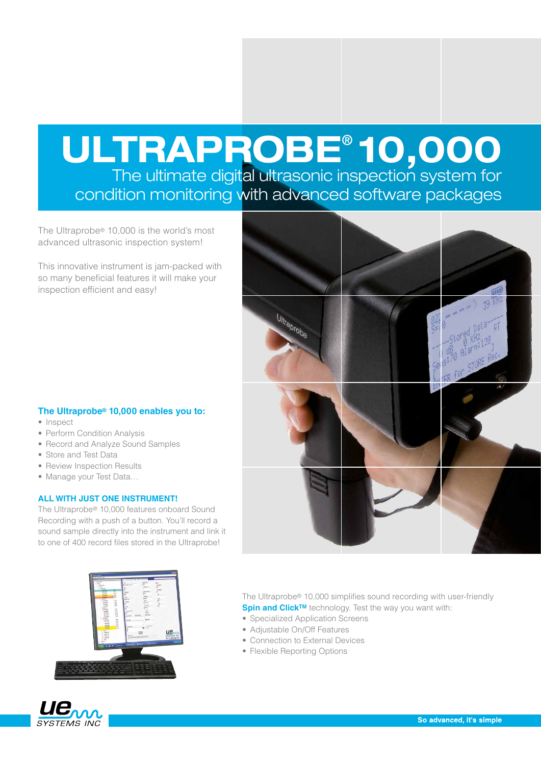# ULTRAPROBE® 10,000

## The ultimate digital ultrasonic inspection system for condition monitoring with advanced software packages

The Ultraprobe® 10,000 is the world's most advanced ultrasonic inspection system!

This innovative instrument is jam-packed with so many beneficial features it will make your inspection efficient and easy!

### The Ultraprobe® 10,000 enables you to:

- Inspect
- Perform Condition Analysis
- Record and Analyze Sound Samples
- Store and Test Data
- Review Inspection Results
- Manage your Test Data…

### ALL WITH JUST ONE INSTRUMENT!

The Ultraprobe® 10,000 features onboard Sound Recording with a push of a button. You'll record a sound sample directly into the instrument and link it to one of 400 record files stored in the Ultraprobe!

The Ultraprobe® 10,000 simplifies sound recording with user-friendly **Spin and Click™** technology. Test the way you want with:

- Specialized Application Screens
- Adjustable On/Off Features
- Connection to External Devices
- Flexible Reporting Options

UE SYSTEMS INC

**So advanced, it's simple**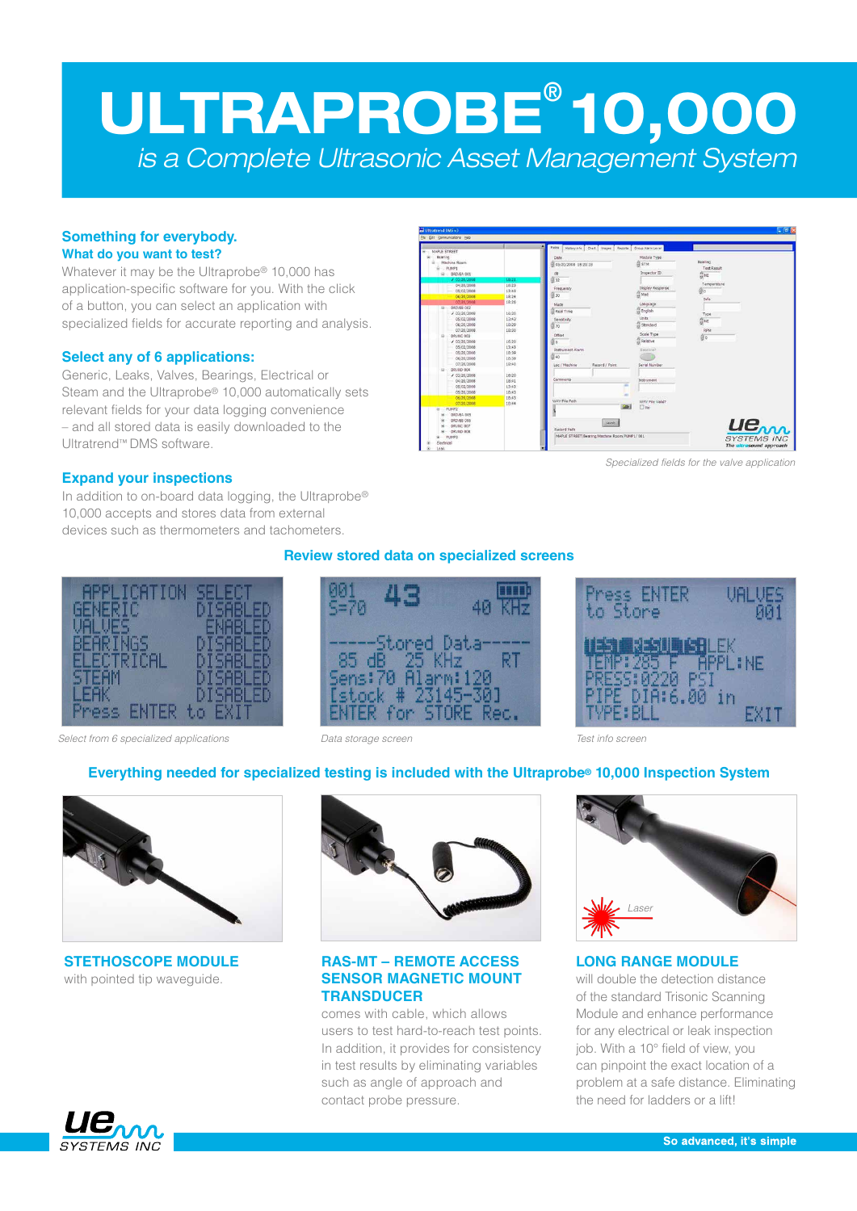# ULTRAPROBE® 10,000

*is a Complete Ultrasonic Asset Management System*

### Something for everybody.

**What do you want to test?**

Whatever it may be the Ultraprobe® 10,000 has application-specific software for you. With the click of a button, you can select an application with specialized fields for accurate reporting and analysis.

### Select any of 6 applications:

Generic, Leaks, Valves, Bearings, Electrical or Steam and the Ultraprobe® 10,000 automatically sets relevant fields for your data logging convenience – and all stored data is easily downloaded to the Ultratrend™ DMS software.

### Expand your inspections

In addition to on-board data logging, the Ultraprobe® 10,000 accepts and stores data from external devices such as thermometers and tachometers.

*Specialized fields for the valve application*

### Review stored data on specialized screens

*Select from 6 specialized applications*

*Data storage screen*

*Test info screen*

### Everything needed for specialized testing is included with the Ultraprobe® 10,000 Inspection System

Laser

**STETHOSCOPE MODULE**

with pointed tip waveguide.

**RAS-MT – REMOTE ACCESS SENSOR MAGNETIC MOUNT TRANSDUCER**

comes with cable, which allows users to test hard-to-reach test points. In addition, it provides for consistency in test results by eliminating variables such as angle of approach and contact probe pressure.

**LONG RANGE MODULE**

will double the detection distance of the standard Trisonic Scanning Module and enhance performance for any electrical or leak inspection job. With a 10° field of view, you can pinpoint the exact location of a problem at a safe distance. Eliminating the need for ladders or a lift!

UE SYSTEMS INC

**So advanced, it's simple**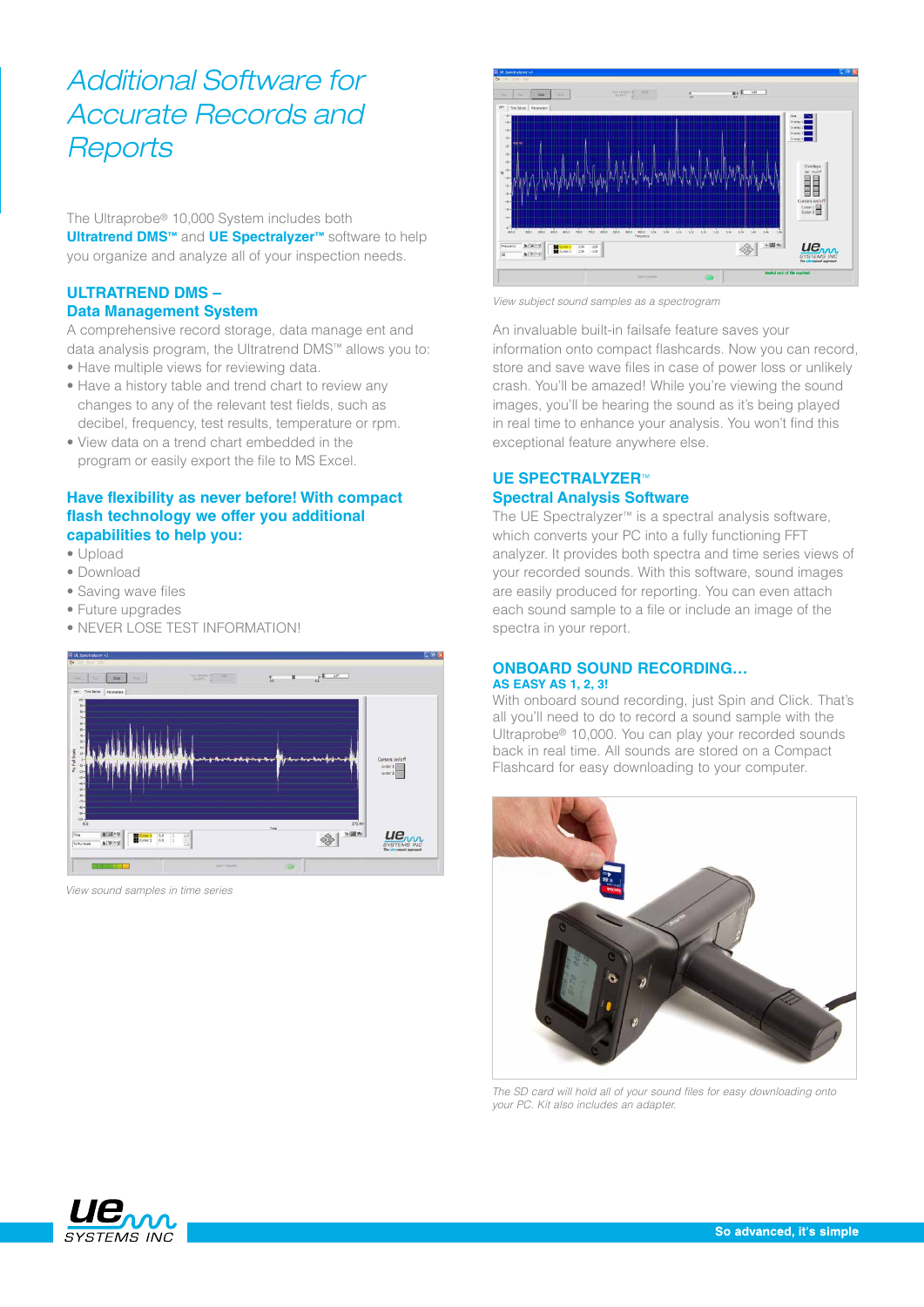# Additional Software for Accurate Records and Reports

The Ultraprobe® 10,000 System includes both **Ultratrend DMS™** and **UE Spectralyzer™** software to help you organize and analyze all of your inspection needs.

## ULTRATREND DMS – Data Management System

A comprehensive record storage, data manage ent and data analysis program, the Ultratrend DMS™ allows you to:

- Have multiple views for reviewing data.
- Have a history table and trend chart to review any changes to any of the relevant test fields, such as decibel, frequency, test results, temperature or rpm.
- View data on a trend chart embedded in the program or easily export the file to MS Excel.

### Have flexibility as never before! With compact flash technology we offer you additional capabilities to help you:

- Upload
- Download
- Saving wave files
- Future upgrades
- NEVER LOSE TEST INFORMATION!

*View sound samples in time series*

*View subject sound samples as a spectrogram*

An invaluable built-in failsafe feature saves your information onto compact flashcards. Now you can record, store and save wave files in case of power loss or unlikely crash. You'll be amazed! While you're viewing the sound images, you'll be hearing the sound as it's being played in real time to enhance your analysis. You won't find this exceptional feature anywhere else.

## UE SPECTRALYZER™ Spectral Analysis Software

The UE Spectralyzer™ is a spectral analysis software, which converts your PC into a fully functioning FFT analyzer. It provides both spectra and time series views of your recorded sounds. With this software, sound images are easily produced for reporting. You can even attach each sound sample to a file or include an image of the spectra in your report.

## ONBOARD SOUND RECORDING… AS EASY AS 1, 2, 3!

With onboard sound recording, just Spin and Click. That's all you'll need to do to record a sound sample with the Ultraprobe® 10,000. You can play your recorded sounds back in real time. All sounds are stored on a Compact Flashcard for easy downloading to your computer.

*The SD card will hold all of your sound files for easy downloading onto your PC. Kit also includes an adapter.*

So advanced, it's simple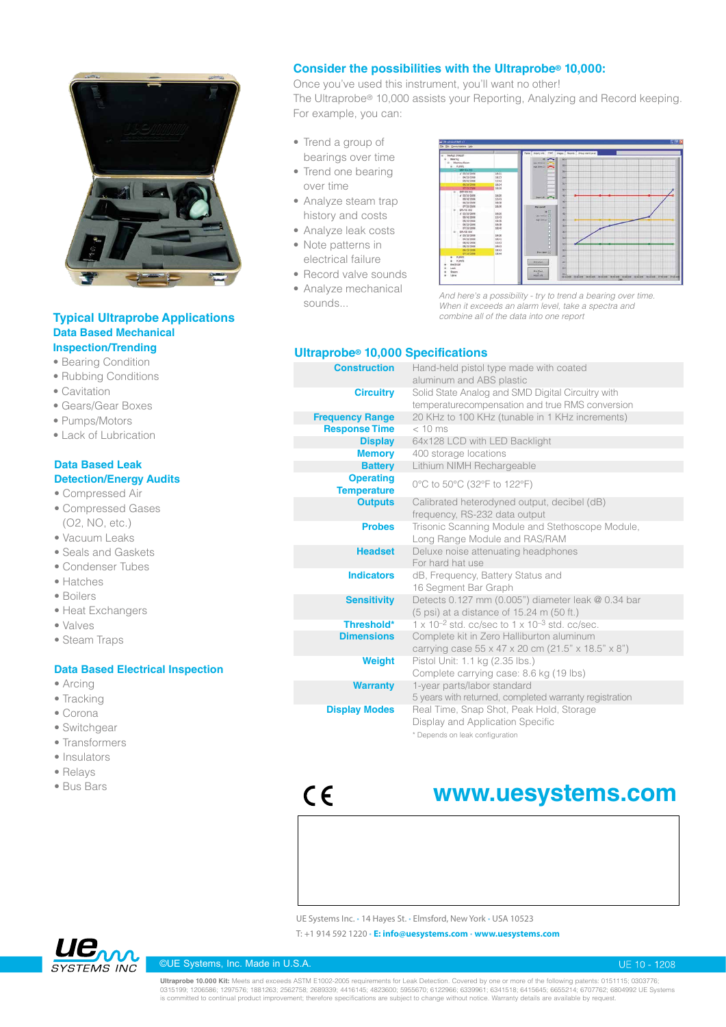## Consider the possibilities with the Ultraprobe® 10,000:

Once you've used this instrument, you'll want no other!
The Ultraprobe® 10,000 assists your Reporting, Analyzing and Record keeping.
For example, you can:

- Trend a group of bearings over time
- Trend one bearing over time
- Analyze steam trap history and costs
- Analyze leak costs
- Note patterns in electrical failure
- Record valve sounds
- Analyze mechanical sounds...

*And here's a possibility - try to trend a bearing over time. When it exceeds an alarm level, take a spectra and combine all of the data into one report*

## Typical Ultraprobe Applications

### Data Based Mechanical Inspection/Trending

- Bearing Condition
- Rubbing Conditions
- Cavitation
- Gears/Gear Boxes
- Pumps/Motors
- Lack of Lubrication

### Data Based Leak Detection/Energy Audits

- Compressed Air
- Compressed Gases (O2, NO, etc.)
- Vacuum Leaks
- Seals and Gaskets
- Condenser Tubes
- Hatches
- Boilers
- Heat Exchangers
- Valves
- Steam Traps

### Data Based Electrical Inspection

- Arcing
- Tracking
- Corona
- Switchgear
- Transformers
- Insulators
- Relays
- Bus Bars

## Ultraprobe® 10,000 Specifications

| | |
|---|---|
| **Construction** | Hand-held pistol type made with coated aluminum and ABS plastic |
| **Circuitry** | Solid State Analog and SMD Digital Circuitry with temperaturecompensation and true RMS conversion |
| **Frequency Range** | 20 KHz to 100 KHz (tunable in 1 KHz increments) |
| **Response Time** | < 10 ms |
| **Display** | 64x128 LCD with LED Backlight |
| **Memory** | 400 storage locations |
| **Battery** | Lithium NIMH Rechargeable |
| **Operating Temperature** | 0°C to 50°C (32°F to 122°F) |
| **Outputs** | Calibrated heterodyned output, decibel (dB) frequency, RS-232 data output |
| **Probes** | Trisonic Scanning Module and Stethoscope Module, Long Range Module and RAS/RAM |
| **Headset** | Deluxe noise attenuating headphones For hard hat use |
| **Indicators** | dB, Frequency, Battery Status and 16 Segment Bar Graph |
| **Sensitivity** | Detects 0.127 mm (0.005") diameter leak @ 0.34 bar (5 psi) at a distance of 15.24 m (50 ft.) |
| **Threshold*** | $1 \times 10^{-2}$ std. cc/sec to $1 \times 10^{-3}$ std. cc/sec. |
| **Dimensions** | Complete kit in Zero Halliburton aluminum carrying case 55 x 47 x 20 cm (21.5" x 18.5" x 8") |
| **Weight** | Pistol Unit: 1.1 kg (2.35 lbs.) Complete carrying case: 8.6 kg (19 lbs) |
| **Warranty** | 1-year parts/labor standard 5 years with returned, completed warranty registration |
| **Display Modes** | Real Time, Snap Shot, Peak Hold, Storage Display and Application Specific |

\* Depends on leak configuration

CE

**www.uesystems.com**

UE Systems Inc. • 14 Hayes St. • Elmsford, New York • USA 10523

T: +1 914 592 1220 • **E: info@uesystems.com** • **www.uesystems.com**

ue SYSTEMS INC

©UE Systems, Inc. Made in U.S.A.

UE 10 - 1208

**Ultraprobe 10.000 Kit:** Meets and exceeds ASTM E1002-2005 requirements for Leak Detection. Covered by one or more of the following patents: 0151115; 0303776; 0315199; 1206586; 1297576; 1881263; 2562758; 2689339; 4416145; 4823600; 5955670; 6122966; 6339961; 6341518; 6415645; 6655214; 6707762; 6804992 UE Systems is committed to continual product improvement; therefore specifications are subject to change without notice. Warranty details are available by request.